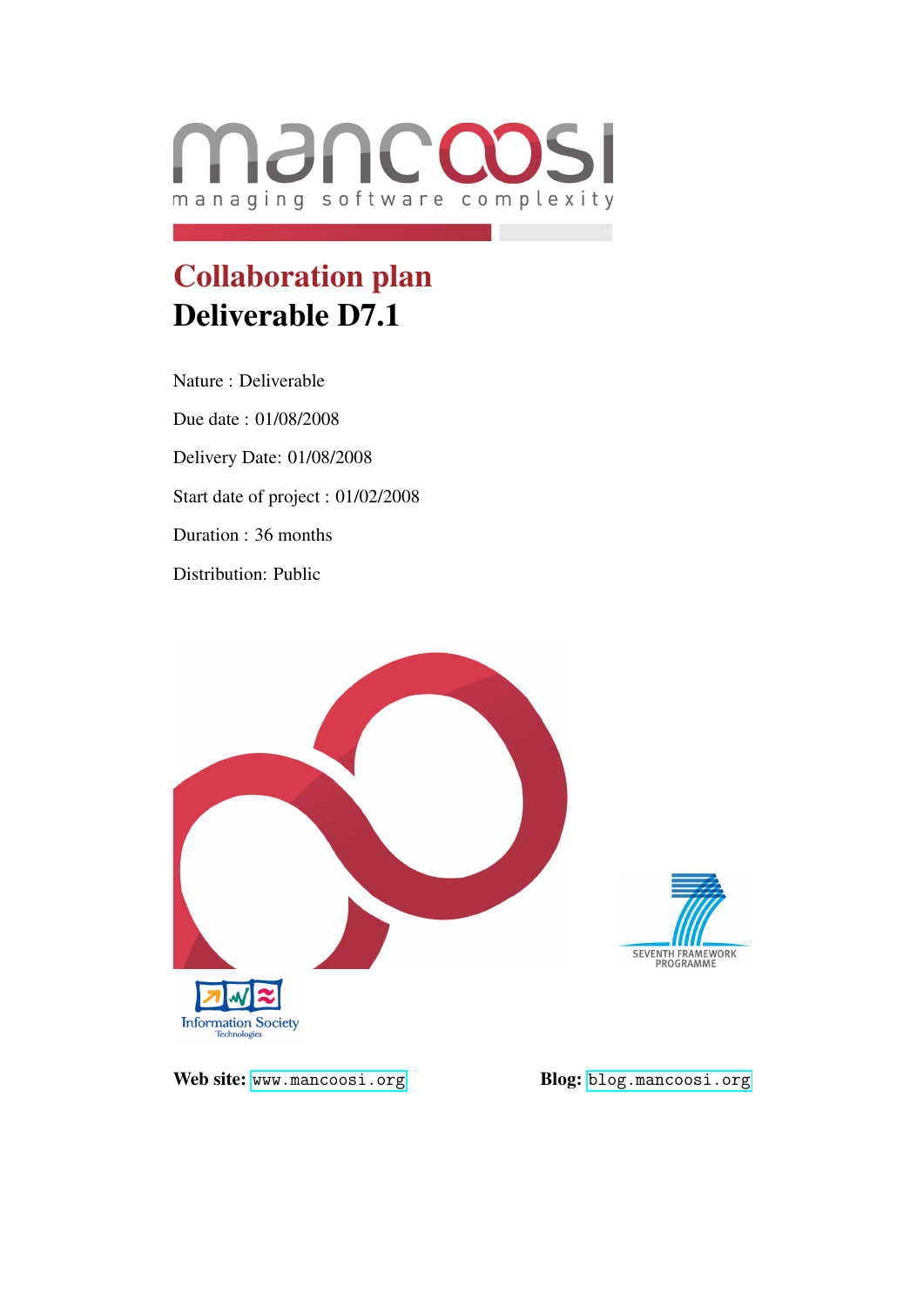mancoosi

managing software complexity

# Collaboration plan

# Deliverable D7.1

Nature : Deliverable

Due date : 01/08/2008

Delivery Date: 01/08/2008

Start date of project : 01/02/2008

Duration : 36 months

Distribution: Public

**Web site:** www.mancoosi.org **Blog:** blog.mancoosi.org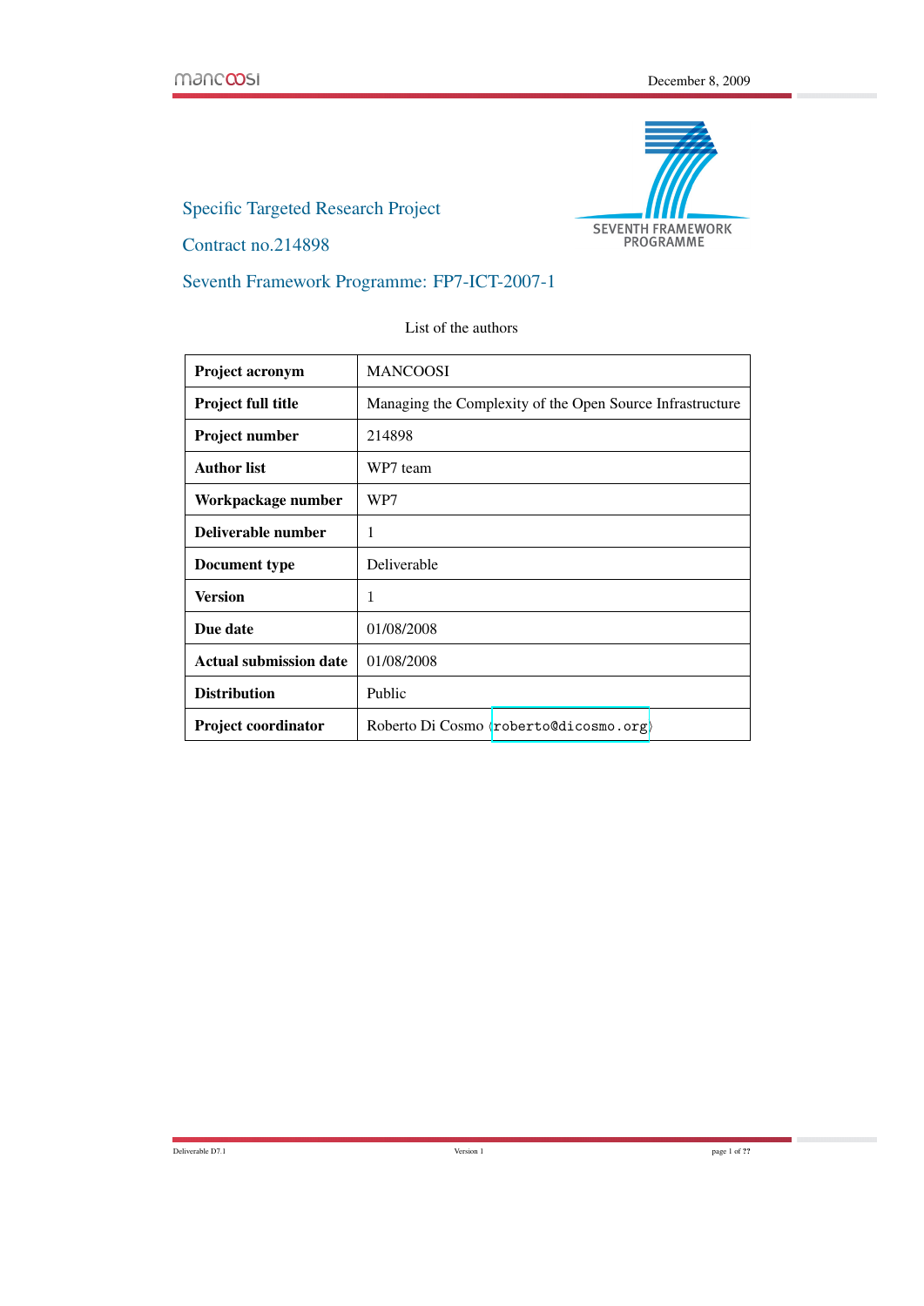Specific Targeted Research Project

Contract no.214898

Seventh Framework Programme: FP7-ICT-2007-1

List of the authors

| Project acronym | MANCOOSI |
|---|---|
| Project full title | Managing the Complexity of the Open Source Infrastructure |
| Project number | 214898 |
| Author list | WP7 team |
| Workpackage number | WP7 |
| Deliverable number | 1 |
| Document type | Deliverable |
| Version | 1 |
| Due date | 01/08/2008 |
| Actual submission date | 01/08/2008 |
| Distribution | Public |
| Project coordinator | Roberto Di Cosmo ⟨roberto@dicosmo.org⟩ |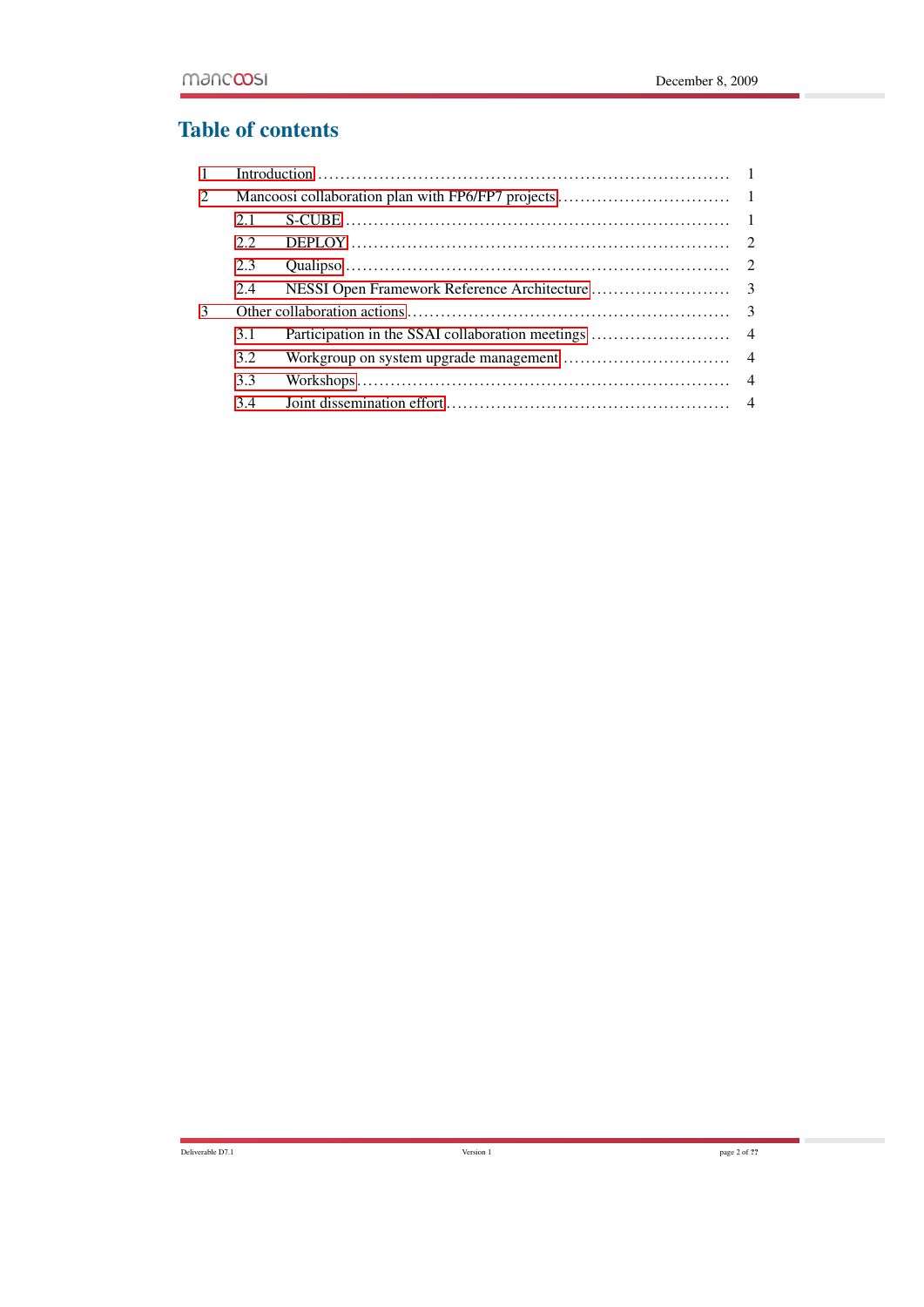# Table of contents

| | | |
|---|---|---|
| 1 | Introduction | 1 |
| 2 | Mancoosi collaboration plan with FP6/FP7 projects | 1 |
| 2.1 | S-CUBE | 1 |
| 2.2 | DEPLOY | 2 |
| 2.3 | Qualipso | 2 |
| 2.4 | NESSI Open Framework Reference Architecture | 3 |
| 3 | Other collaboration actions | 3 |
| 3.1 | Participation in the SSAI collaboration meetings | 4 |
| 3.2 | Workgroup on system upgrade management | 4 |
| 3.3 | Workshops | 4 |
| 3.4 | Joint dissemination effort | 4 |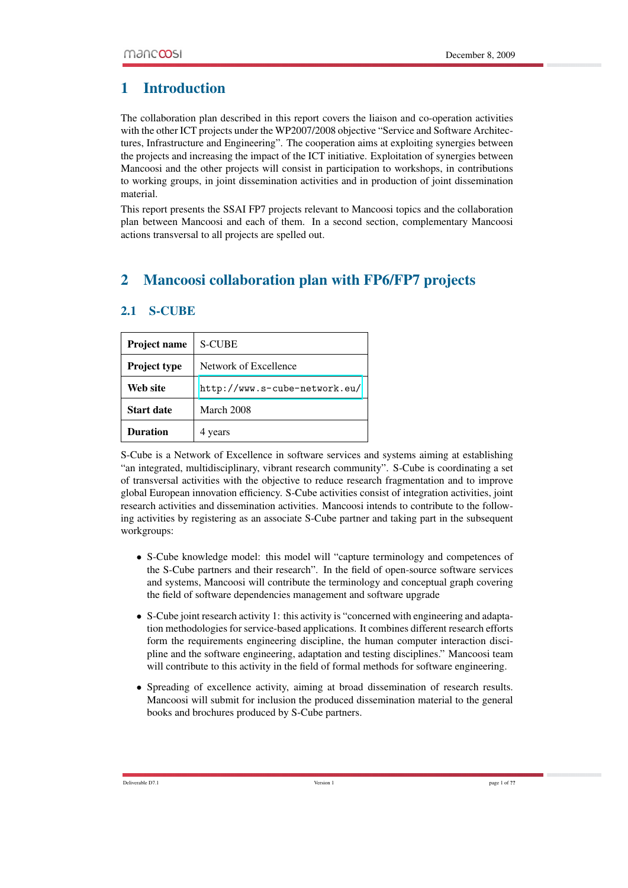# 1 Introduction

The collaboration plan described in this report covers the liaison and co-operation activities with the other ICT projects under the WP2007/2008 objective “Service and Software Architectures, Infrastructure and Engineering”. The cooperation aims at exploiting synergies between the projects and increasing the impact of the ICT initiative. Exploitation of synergies between Mancoosi and the other projects will consist in participation to workshops, in contributions to working groups, in joint dissemination activities and in production of joint dissemination material.

This report presents the SSAI FP7 projects relevant to Mancoosi topics and the collaboration plan between Mancoosi and each of them. In a second section, complementary Mancoosi actions transversal to all projects are spelled out.

# 2 Mancoosi collaboration plan with FP6/FP7 projects

## 2.1 S-CUBE

| **Project name** | S-CUBE |
|---|---|
| **Project type** | Network of Excellence |
| **Web site** | `http://www.s-cube-network.eu/` |
| **Start date** | March 2008 |
| **Duration** | 4 years |

S-Cube is a Network of Excellence in software services and systems aiming at establishing “an integrated, multidisciplinary, vibrant research community”. S-Cube is coordinating a set of transversal activities with the objective to reduce research fragmentation and to improve global European innovation efficiency. S-Cube activities consist of integration activities, joint research activities and dissemination activities. Mancoosi intends to contribute to the following activities by registering as an associate S-Cube partner and taking part in the subsequent workgroups:

- S-Cube knowledge model: this model will “capture terminology and competences of the S-Cube partners and their research”. In the field of open-source software services and systems, Mancoosi will contribute the terminology and conceptual graph covering the field of software dependencies management and software upgrade
- S-Cube joint research activity 1: this activity is “concerned with engineering and adaptation methodologies for service-based applications. It combines different research efforts form the requirements engineering discipline, the human computer interaction discipline and the software engineering, adaptation and testing disciplines.” Mancoosi team will contribute to this activity in the field of formal methods for software engineering.
- Spreading of excellence activity, aiming at broad dissemination of research results. Mancoosi will submit for inclusion the produced dissemination material to the general books and brochures produced by S-Cube partners.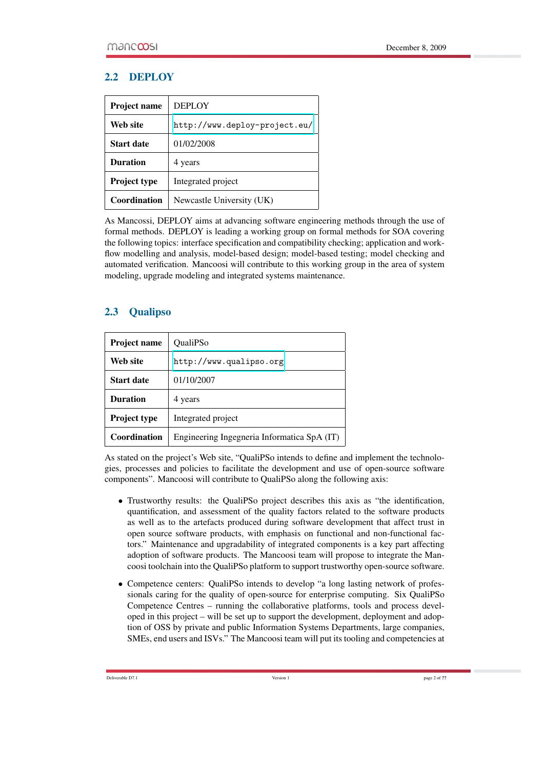## 2.2 DEPLOY

| Project name | DEPLOY |
|---|---|
| **Web site** | http://www.deploy-project.eu/ |
| **Start date** | 01/02/2008 |
| **Duration** | 4 years |
| **Project type** | Integrated project |
| **Coordination** | Newcastle University (UK) |

As Mancossi, DEPLOY aims at advancing software engineering methods through the use of formal methods. DEPLOY is leading a working group on formal methods for SOA covering the following topics: interface specification and compatibility checking; application and workflow modelling and analysis, model-based design; model-based testing; model checking and automated verification. Mancoosi will contribute to this working group in the area of system modeling, upgrade modeling and integrated systems maintenance.

## 2.3 Qualipso

| Project name | QualiPSo |
|---|---|
| **Web site** | http://www.qualipso.org |
| **Start date** | 01/10/2007 |
| **Duration** | 4 years |
| **Project type** | Integrated project |
| **Coordination** | Engineering Ingegneria Informatica SpA (IT) |

As stated on the project's Web site, "QualiPSo intends to define and implement the technologies, processes and policies to facilitate the development and use of open-source software components". Mancoosi will contribute to QualiPSo along the following axis:

- Trustworthy results: the QualiPSo project describes this axis as "the identification, quantification, and assessment of the quality factors related to the software products as well as to the artefacts produced during software development that affect trust in open source software products, with emphasis on functional and non-functional factors." Maintenance and upgradability of integrated components is a key part affecting adoption of software products. The Mancoosi team will propose to integrate the Mancoosi toolchain into the QualiPSo platform to support trustworthy open-source software.
- Competence centers: QualiPSo intends to develop "a long lasting network of professionals caring for the quality of open-source for enterprise computing. Six QualiPSo Competence Centres – running the collaborative platforms, tools and process developed in this project – will be set up to support the development, deployment and adoption of OSS by private and public Information Systems Departments, large companies, SMEs, end users and ISVs." The Mancoosi team will put its tooling and competencies at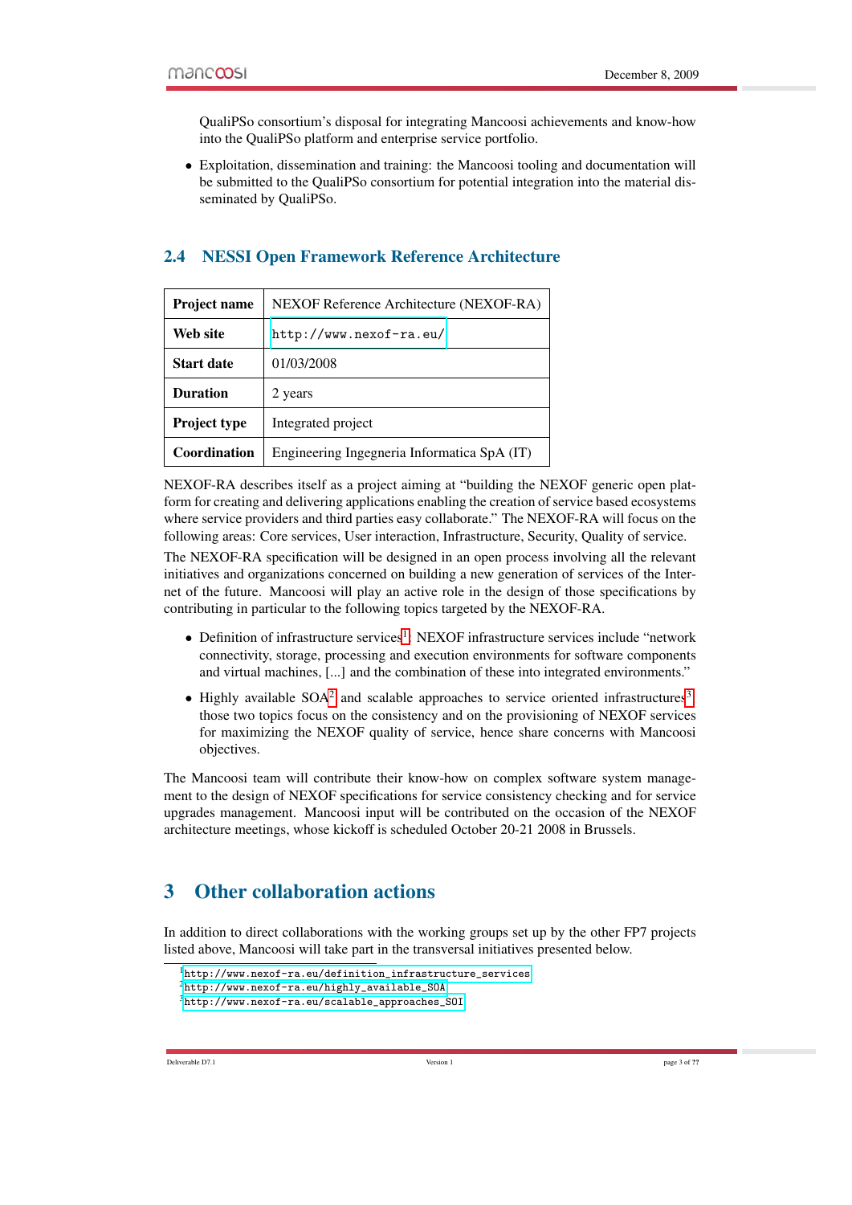QualiPSo consortium's disposal for integrating Mancoosi achievements and know-how into the QualiPSo platform and enterprise service portfolio.

- Exploitation, dissemination and training: the Mancoosi tooling and documentation will be submitted to the QualiPSo consortium for potential integration into the material disseminated by QualiPSo.

## 2.4 NESSI Open Framework Reference Architecture

| **Project name** | NEXOF Reference Architecture (NEXOF-RA) |
|---|---|
| **Web site** | http://www.nexof-ra.eu/ |
| **Start date** | 01/03/2008 |
| **Duration** | 2 years |
| **Project type** | Integrated project |
| **Coordination** | Engineering Ingegneria Informatica SpA (IT) |

NEXOF-RA describes itself as a project aiming at "building the NEXOF generic open platform for creating and delivering applications enabling the creation of service based ecosystems where service providers and third parties easy collaborate." The NEXOF-RA will focus on the following areas: Core services, User interaction, Infrastructure, Security, Quality of service.

The NEXOF-RA specification will be designed in an open process involving all the relevant initiatives and organizations concerned on building a new generation of services of the Internet of the future. Mancoosi will play an active role in the design of those specifications by contributing in particular to the following topics targeted by the NEXOF-RA.

- Definition of infrastructure services[1]: NEXOF infrastructure services include "network connectivity, storage, processing and execution environments for software components and virtual machines, [...] and the combination of these into integrated environments."
- Highly available SOA[2] and scalable approaches to service oriented infrastructures[3]: those two topics focus on the consistency and on the provisioning of NEXOF services for maximizing the NEXOF quality of service, hence share concerns with Mancoosi objectives.

The Mancoosi team will contribute their know-how on complex software system management to the design of NEXOF specifications for service consistency checking and for service upgrades management. Mancoosi input will be contributed on the occasion of the NEXOF architecture meetings, whose kickoff is scheduled October 20-21 2008 in Brussels.

# 3 Other collaboration actions

In addition to direct collaborations with the working groups set up by the other FP7 projects listed above, Mancoosi will take part in the transversal initiatives presented below.

[1] http://www.nexof-ra.eu/definition_infrastructure_services

[2] http://www.nexof-ra.eu/highly_available_SOA

[3] http://www.nexof-ra.eu/scalable_approaches_SOI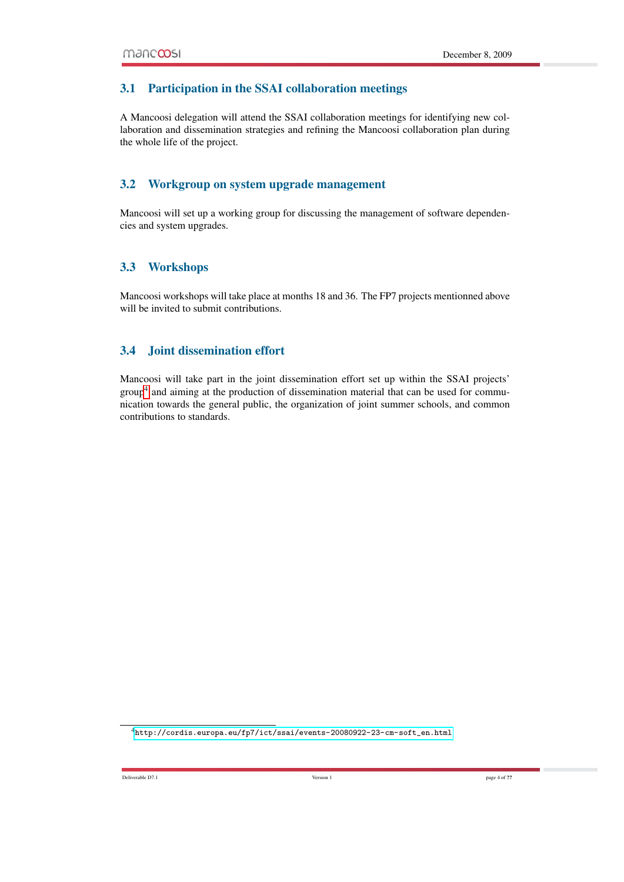## 3.1 Participation in the SSAI collaboration meetings

A Mancoosi delegation will attend the SSAI collaboration meetings for identifying new collaboration and dissemination strategies and refining the Mancoosi collaboration plan during the whole life of the project.

## 3.2 Workgroup on system upgrade management

Mancoosi will set up a working group for discussing the management of software dependencies and system upgrades.

## 3.3 Workshops

Mancoosi workshops will take place at months 18 and 36. The FP7 projects mentionned above will be invited to submit contributions.

## 3.4 Joint dissemination effort

Mancoosi will take part in the joint dissemination effort set up within the SSAI projects' group[4] and aiming at the production of dissemination material that can be used for communication towards the general public, the organization of joint summer schools, and common contributions to standards.

[4] http://cordis.europa.eu/fp7/ict/ssai/events-20080922-23-cm-soft_en.html